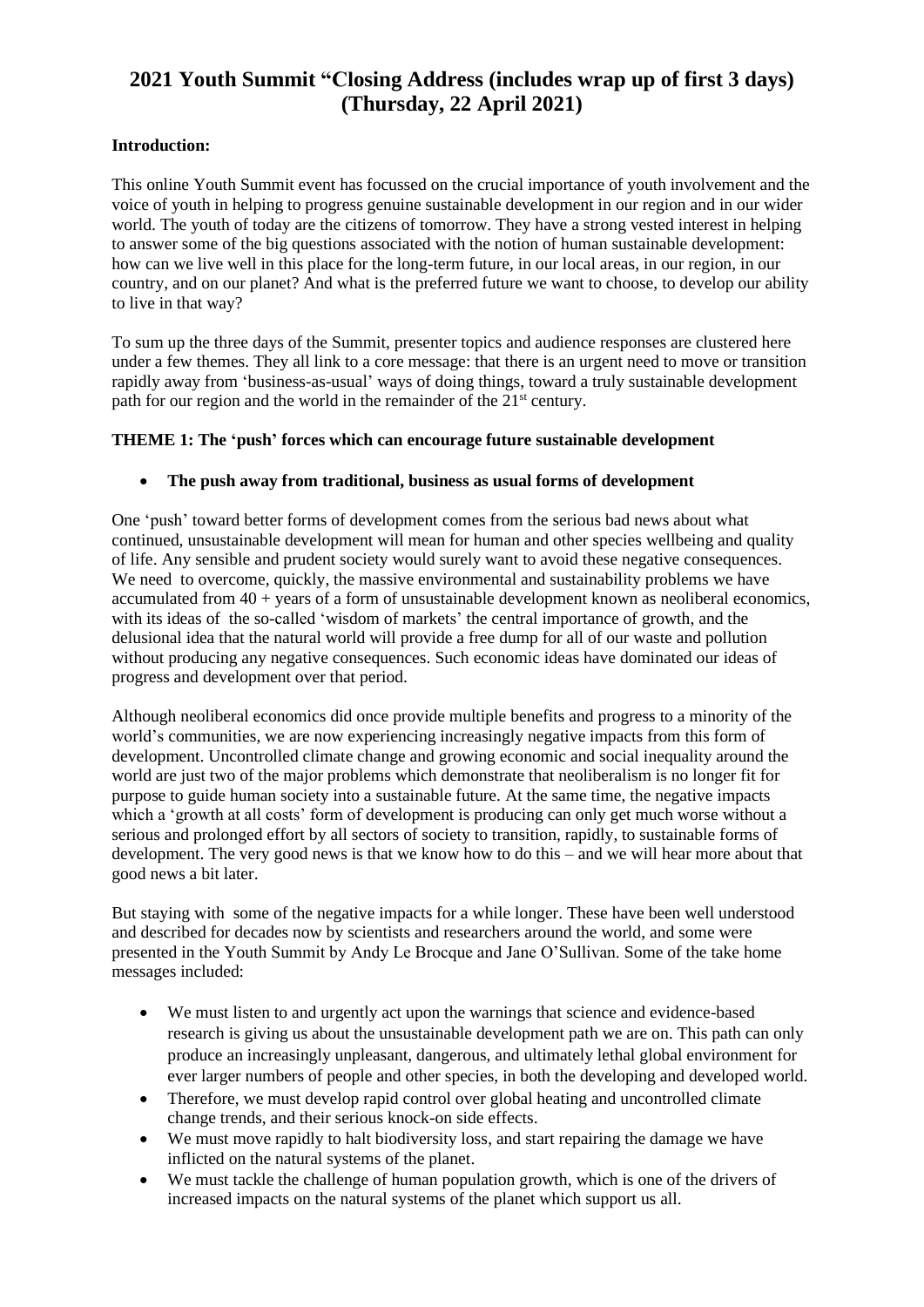# 2021 Youth Summit "Closing Address (includes wrap up of first 3 days) (Thursday, 22 April 2021)

**Introduction:**

This online Youth Summit event has focussed on the crucial importance of youth involvement and the voice of youth in helping to progress genuine sustainable development in our region and in our wider world. The youth of today are the citizens of tomorrow. They have a strong vested interest in helping to answer some of the big questions associated with the notion of human sustainable development: how can we live well in this place for the long-term future, in our local areas, in our region, in our country, and on our planet? And what is the preferred future we want to choose, to develop our ability to live in that way?

To sum up the three days of the Summit, presenter topics and audience responses are clustered here under a few themes. They all link to a core message: that there is an urgent need to move or transition rapidly away from 'business-as-usual' ways of doing things, toward a truly sustainable development path for our region and the world in the remainder of the 21st century.

**THEME 1: The 'push' forces which can encourage future sustainable development**

- **The push away from traditional, business as usual forms of development**

One 'push' toward better forms of development comes from the serious bad news about what continued, unsustainable development will mean for human and other species wellbeing and quality of life. Any sensible and prudent society would surely want to avoid these negative consequences. We need to overcome, quickly, the massive environmental and sustainability problems we have accumulated from 40 + years of a form of unsustainable development known as neoliberal economics, with its ideas of the so-called 'wisdom of markets' the central importance of growth, and the delusional idea that the natural world will provide a free dump for all of our waste and pollution without producing any negative consequences. Such economic ideas have dominated our ideas of progress and development over that period.

Although neoliberal economics did once provide multiple benefits and progress to a minority of the world's communities, we are now experiencing increasingly negative impacts from this form of development. Uncontrolled climate change and growing economic and social inequality around the world are just two of the major problems which demonstrate that neoliberalism is no longer fit for purpose to guide human society into a sustainable future. At the same time, the negative impacts which a 'growth at all costs' form of development is producing can only get much worse without a serious and prolonged effort by all sectors of society to transition, rapidly, to sustainable forms of development. The very good news is that we know how to do this – and we will hear more about that good news a bit later.

But staying with some of the negative impacts for a while longer. These have been well understood and described for decades now by scientists and researchers around the world, and some were presented in the Youth Summit by Andy Le Brocque and Jane O'Sullivan. Some of the take home messages included:

- We must listen to and urgently act upon the warnings that science and evidence-based research is giving us about the unsustainable development path we are on. This path can only produce an increasingly unpleasant, dangerous, and ultimately lethal global environment for ever larger numbers of people and other species, in both the developing and developed world.
- Therefore, we must develop rapid control over global heating and uncontrolled climate change trends, and their serious knock-on side effects.
- We must move rapidly to halt biodiversity loss, and start repairing the damage we have inflicted on the natural systems of the planet.
- We must tackle the challenge of human population growth, which is one of the drivers of increased impacts on the natural systems of the planet which support us all.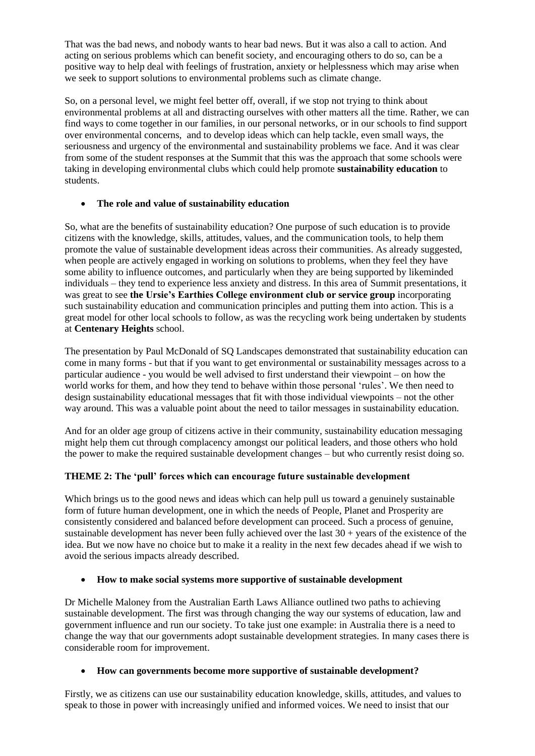That was the bad news, and nobody wants to hear bad news. But it was also a call to action. And acting on serious problems which can benefit society, and encouraging others to do so, can be a positive way to help deal with feelings of frustration, anxiety or helplessness which may arise when we seek to support solutions to environmental problems such as climate change.

So, on a personal level, we might feel better off, overall, if we stop not trying to think about environmental problems at all and distracting ourselves with other matters all the time. Rather, we can find ways to come together in our families, in our personal networks, or in our schools to find support over environmental concerns, and to develop ideas which can help tackle, even small ways, the seriousness and urgency of the environmental and sustainability problems we face. And it was clear from some of the student responses at the Summit that this was the approach that some schools were taking in developing environmental clubs which could help promote **sustainability education** to students.

- **The role and value of sustainability education**

So, what are the benefits of sustainability education? One purpose of such education is to provide citizens with the knowledge, skills, attitudes, values, and the communication tools, to help them promote the value of sustainable development ideas across their communities. As already suggested, when people are actively engaged in working on solutions to problems, when they feel they have some ability to influence outcomes, and particularly when they are being supported by likeminded individuals – they tend to experience less anxiety and distress. In this area of Summit presentations, it was great to see **the Ursie's Earthies College environment club or service group** incorporating such sustainability education and communication principles and putting them into action. This is a great model for other local schools to follow, as was the recycling work being undertaken by students at **Centenary Heights** school.

The presentation by Paul McDonald of SQ Landscapes demonstrated that sustainability education can come in many forms - but that if you want to get environmental or sustainability messages across to a particular audience - you would be well advised to first understand their viewpoint – on how the world works for them, and how they tend to behave within those personal 'rules'. We then need to design sustainability educational messages that fit with those individual viewpoints – not the other way around. This was a valuable point about the need to tailor messages in sustainability education.

And for an older age group of citizens active in their community, sustainability education messaging might help them cut through complacency amongst our political leaders, and those others who hold the power to make the required sustainable development changes – but who currently resist doing so.

**THEME 2: The 'pull' forces which can encourage future sustainable development**

Which brings us to the good news and ideas which can help pull us toward a genuinely sustainable form of future human development, one in which the needs of People, Planet and Prosperity are consistently considered and balanced before development can proceed. Such a process of genuine, sustainable development has never been fully achieved over the last 30 + years of the existence of the idea. But we now have no choice but to make it a reality in the next few decades ahead if we wish to avoid the serious impacts already described.

- **How to make social systems more supportive of sustainable development**

Dr Michelle Maloney from the Australian Earth Laws Alliance outlined two paths to achieving sustainable development. The first was through changing the way our systems of education, law and government influence and run our society. To take just one example: in Australia there is a need to change the way that our governments adopt sustainable development strategies. In many cases there is considerable room for improvement.

- **How can governments become more supportive of sustainable development?**

Firstly, we as citizens can use our sustainability education knowledge, skills, attitudes, and values to speak to those in power with increasingly unified and informed voices. We need to insist that our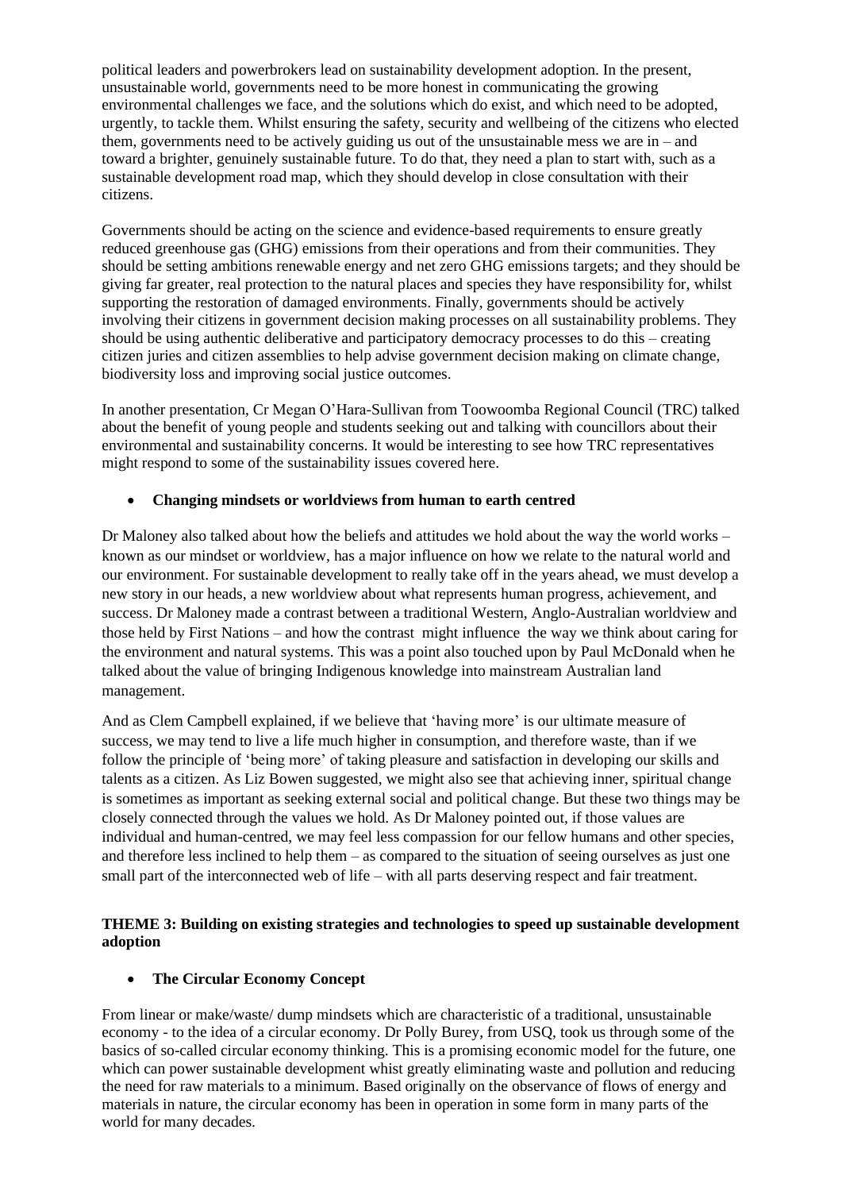political leaders and powerbrokers lead on sustainability development adoption. In the present, unsustainable world, governments need to be more honest in communicating the growing environmental challenges we face, and the solutions which do exist, and which need to be adopted, urgently, to tackle them. Whilst ensuring the safety, security and wellbeing of the citizens who elected them, governments need to be actively guiding us out of the unsustainable mess we are in – and toward a brighter, genuinely sustainable future. To do that, they need a plan to start with, such as a sustainable development road map, which they should develop in close consultation with their citizens.

Governments should be acting on the science and evidence-based requirements to ensure greatly reduced greenhouse gas (GHG) emissions from their operations and from their communities. They should be setting ambitions renewable energy and net zero GHG emissions targets; and they should be giving far greater, real protection to the natural places and species they have responsibility for, whilst supporting the restoration of damaged environments. Finally, governments should be actively involving their citizens in government decision making processes on all sustainability problems. They should be using authentic deliberative and participatory democracy processes to do this – creating citizen juries and citizen assemblies to help advise government decision making on climate change, biodiversity loss and improving social justice outcomes.

In another presentation, Cr Megan O'Hara-Sullivan from Toowoomba Regional Council (TRC) talked about the benefit of young people and students seeking out and talking with councillors about their environmental and sustainability concerns. It would be interesting to see how TRC representatives might respond to some of the sustainability issues covered here.

- **Changing mindsets or worldviews from human to earth centred**

Dr Maloney also talked about how the beliefs and attitudes we hold about the way the world works – known as our mindset or worldview, has a major influence on how we relate to the natural world and our environment. For sustainable development to really take off in the years ahead, we must develop a new story in our heads, a new worldview about what represents human progress, achievement, and success. Dr Maloney made a contrast between a traditional Western, Anglo-Australian worldview and those held by First Nations – and how the contrast might influence the way we think about caring for the environment and natural systems. This was a point also touched upon by Paul McDonald when he talked about the value of bringing Indigenous knowledge into mainstream Australian land management.

And as Clem Campbell explained, if we believe that 'having more' is our ultimate measure of success, we may tend to live a life much higher in consumption, and therefore waste, than if we follow the principle of 'being more' of taking pleasure and satisfaction in developing our skills and talents as a citizen. As Liz Bowen suggested, we might also see that achieving inner, spiritual change is sometimes as important as seeking external social and political change. But these two things may be closely connected through the values we hold. As Dr Maloney pointed out, if those values are individual and human-centred, we may feel less compassion for our fellow humans and other species, and therefore less inclined to help them – as compared to the situation of seeing ourselves as just one small part of the interconnected web of life – with all parts deserving respect and fair treatment.

## THEME 3: Building on existing strategies and technologies to speed up sustainable development adoption

- **The Circular Economy Concept**

From linear or make/waste/ dump mindsets which are characteristic of a traditional, unsustainable economy - to the idea of a circular economy. Dr Polly Burey, from USQ, took us through some of the basics of so-called circular economy thinking. This is a promising economic model for the future, one which can power sustainable development whist greatly eliminating waste and pollution and reducing the need for raw materials to a minimum. Based originally on the observance of flows of energy and materials in nature, the circular economy has been in operation in some form in many parts of the world for many decades.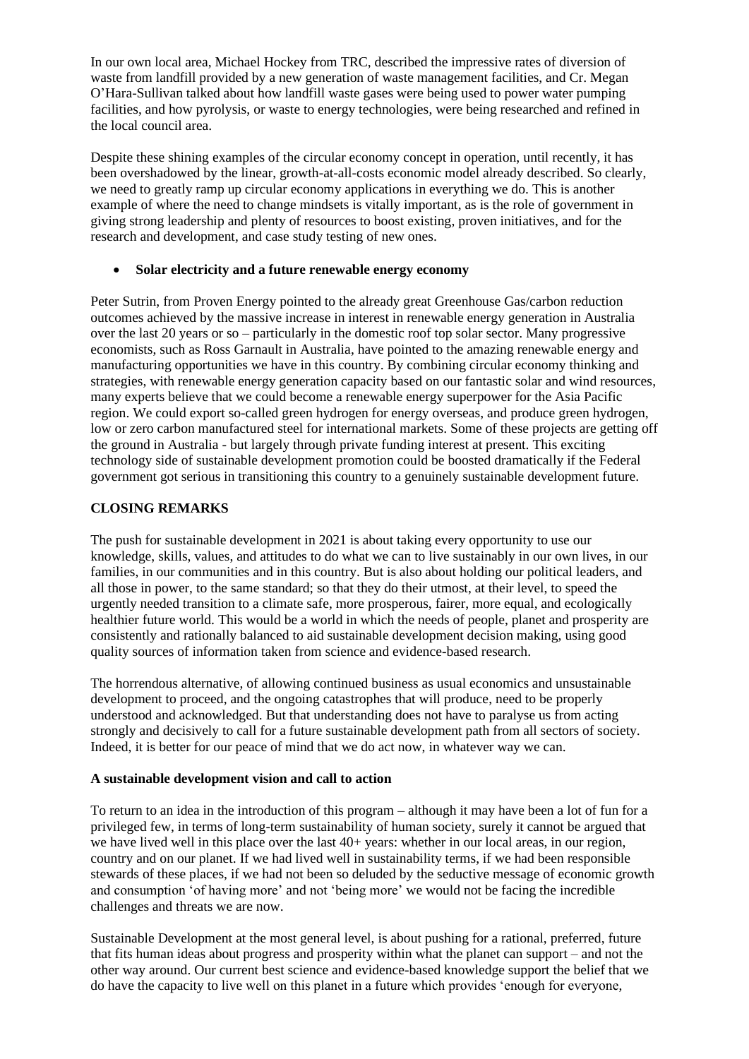In our own local area, Michael Hockey from TRC, described the impressive rates of diversion of waste from landfill provided by a new generation of waste management facilities, and Cr. Megan O'Hara-Sullivan talked about how landfill waste gases were being used to power water pumping facilities, and how pyrolysis, or waste to energy technologies, were being researched and refined in the local council area.

Despite these shining examples of the circular economy concept in operation, until recently, it has been overshadowed by the linear, growth-at-all-costs economic model already described. So clearly, we need to greatly ramp up circular economy applications in everything we do. This is another example of where the need to change mindsets is vitally important, as is the role of government in giving strong leadership and plenty of resources to boost existing, proven initiatives, and for the research and development, and case study testing of new ones.

- **Solar electricity and a future renewable energy economy**

Peter Sutrin, from Proven Energy pointed to the already great Greenhouse Gas/carbon reduction outcomes achieved by the massive increase in interest in renewable energy generation in Australia over the last 20 years or so – particularly in the domestic roof top solar sector. Many progressive economists, such as Ross Garnault in Australia, have pointed to the amazing renewable energy and manufacturing opportunities we have in this country. By combining circular economy thinking and strategies, with renewable energy generation capacity based on our fantastic solar and wind resources, many experts believe that we could become a renewable energy superpower for the Asia Pacific region. We could export so-called green hydrogen for energy overseas, and produce green hydrogen, low or zero carbon manufactured steel for international markets. Some of these projects are getting off the ground in Australia - but largely through private funding interest at present. This exciting technology side of sustainable development promotion could be boosted dramatically if the Federal government got serious in transitioning this country to a genuinely sustainable development future.

## CLOSING REMARKS

The push for sustainable development in 2021 is about taking every opportunity to use our knowledge, skills, values, and attitudes to do what we can to live sustainably in our own lives, in our families, in our communities and in this country. But is also about holding our political leaders, and all those in power, to the same standard; so that they do their utmost, at their level, to speed the urgently needed transition to a climate safe, more prosperous, fairer, more equal, and ecologically healthier future world. This would be a world in which the needs of people, planet and prosperity are consistently and rationally balanced to aid sustainable development decision making, using good quality sources of information taken from science and evidence-based research.

The horrendous alternative, of allowing continued business as usual economics and unsustainable development to proceed, and the ongoing catastrophes that will produce, need to be properly understood and acknowledged. But that understanding does not have to paralyse us from acting strongly and decisively to call for a future sustainable development path from all sectors of society. Indeed, it is better for our peace of mind that we do act now, in whatever way we can.

### A sustainable development vision and call to action

To return to an idea in the introduction of this program – although it may have been a lot of fun for a privileged few, in terms of long-term sustainability of human society, surely it cannot be argued that we have lived well in this place over the last 40+ years: whether in our local areas, in our region, country and on our planet. If we had lived well in sustainability terms, if we had been responsible stewards of these places, if we had not been so deluded by the seductive message of economic growth and consumption 'of having more' and not 'being more' we would not be facing the incredible challenges and threats we are now.

Sustainable Development at the most general level, is about pushing for a rational, preferred, future that fits human ideas about progress and prosperity within what the planet can support – and not the other way around. Our current best science and evidence-based knowledge support the belief that we do have the capacity to live well on this planet in a future which provides 'enough for everyone,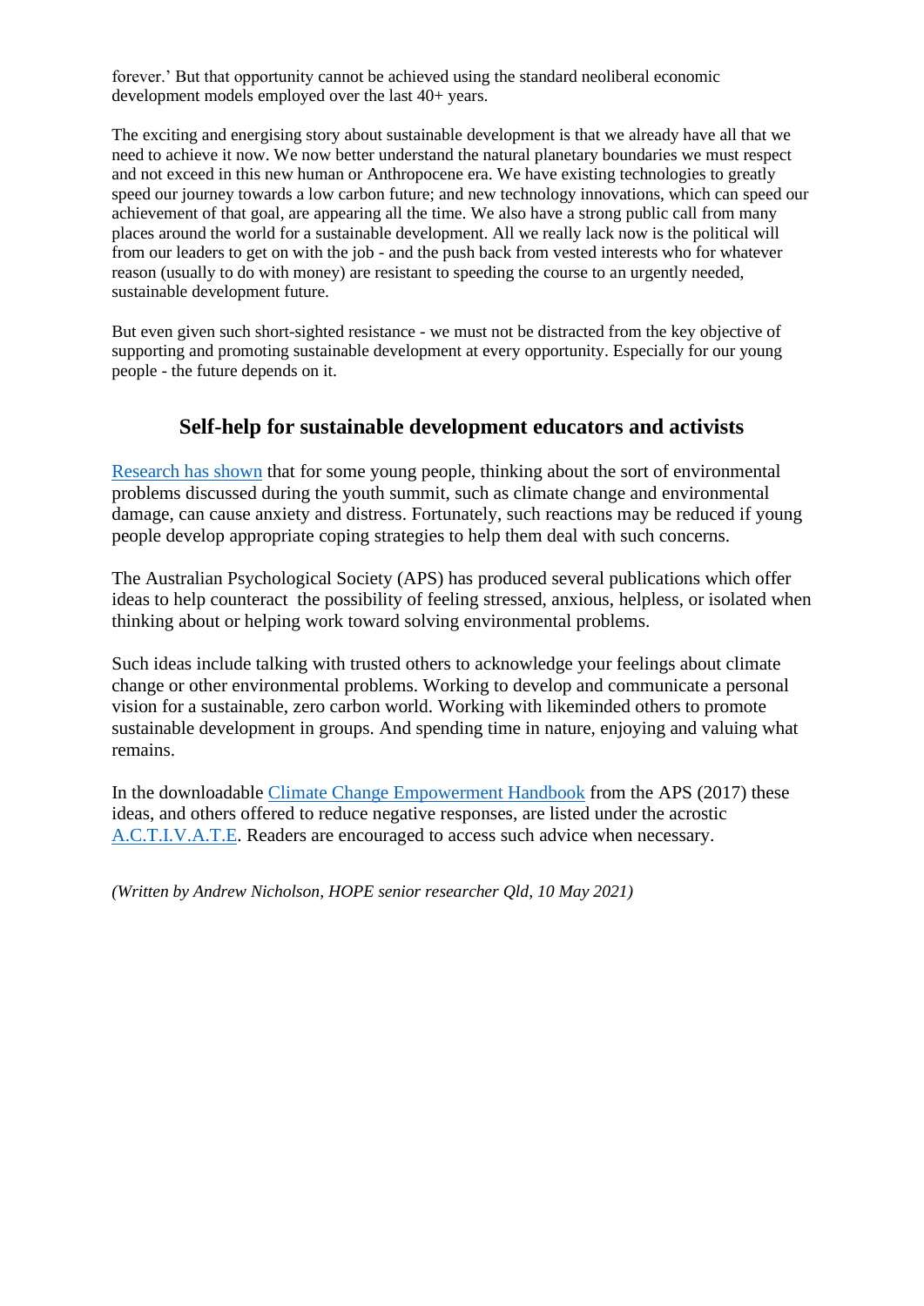forever.' But that opportunity cannot be achieved using the standard neoliberal economic development models employed over the last 40+ years.

The exciting and energising story about sustainable development is that we already have all that we need to achieve it now. We now better understand the natural planetary boundaries we must respect and not exceed in this new human or Anthropocene era. We have existing technologies to greatly speed our journey towards a low carbon future; and new technology innovations, which can speed our achievement of that goal, are appearing all the time. We also have a strong public call from many places around the world for a sustainable development. All we really lack now is the political will from our leaders to get on with the job - and the push back from vested interests who for whatever reason (usually to do with money) are resistant to speeding the course to an urgently needed, sustainable development future.

But even given such short-sighted resistance - we must not be distracted from the key objective of supporting and promoting sustainable development at every opportunity. Especially for our young people - the future depends on it.

## Self-help for sustainable development educators and activists

Research has shown that for some young people, thinking about the sort of environmental problems discussed during the youth summit, such as climate change and environmental damage, can cause anxiety and distress. Fortunately, such reactions may be reduced if young people develop appropriate coping strategies to help them deal with such concerns.

The Australian Psychological Society (APS) has produced several publications which offer ideas to help counteract the possibility of feeling stressed, anxious, helpless, or isolated when thinking about or helping work toward solving environmental problems.

Such ideas include talking with trusted others to acknowledge your feelings about climate change or other environmental problems. Working to develop and communicate a personal vision for a sustainable, zero carbon world. Working with likeminded others to promote sustainable development in groups. And spending time in nature, enjoying and valuing what remains.

In the downloadable Climate Change Empowerment Handbook from the APS (2017) these ideas, and others offered to reduce negative responses, are listed under the acrostic A.C.T.I.V.A.T.E. Readers are encouraged to access such advice when necessary.

*(Written by Andrew Nicholson, HOPE senior researcher Qld, 10 May 2021)*